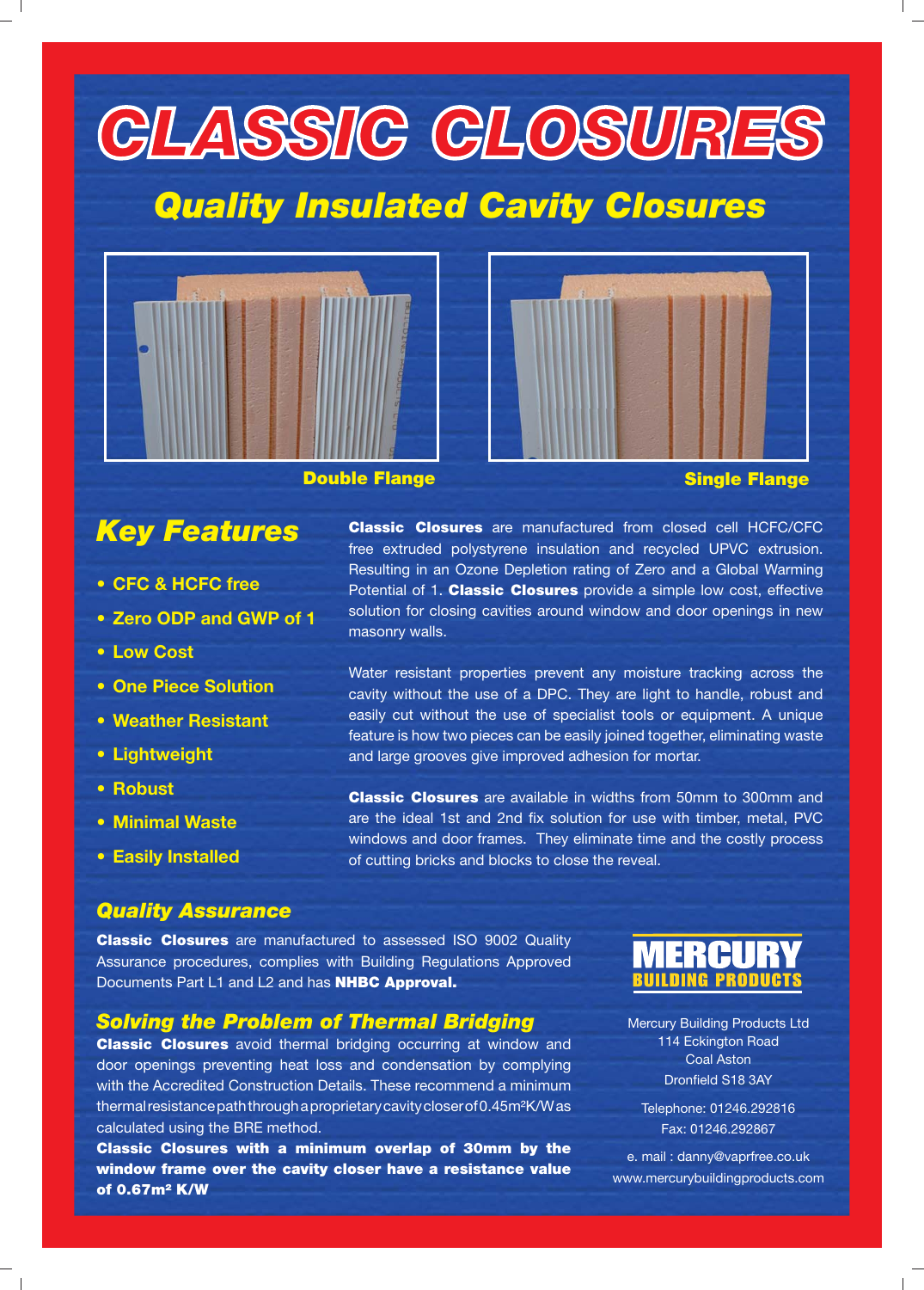# CLASSIC CLOSURES

## Quality Insulated Cavity Closures

Double Flange

Single Flange

## Key Features

- CFC & HCFC free
- Zero ODP and GWP of 1
- Low Cost
- One Piece Solution
- Weather Resistant
- Lightweight
- Robust
- Minimal Waste
- Easily Installed

**Classic Closures** are manufactured from closed cell HCFC/CFC free extruded polystyrene insulation and recycled UPVC extrusion. Resulting in an Ozone Depletion rating of Zero and a Global Warming Potential of 1. **Classic Closures** provide a simple low cost, effective solution for closing cavities around window and door openings in new masonry walls.

Water resistant properties prevent any moisture tracking across the cavity without the use of a DPC. They are light to handle, robust and easily cut without the use of specialist tools or equipment. A unique feature is how two pieces can be easily joined together, eliminating waste and large grooves give improved adhesion for mortar.

**Classic Closures** are available in widths from 50mm to 300mm and are the ideal 1st and 2nd fix solution for use with timber, metal, PVC windows and door frames. They eliminate time and the costly process of cutting bricks and blocks to close the reveal.

### Quality Assurance

**Classic Closures** are manufactured to assessed ISO 9002 Quality Assurance procedures, complies with Building Regulations Approved Documents Part L1 and L2 and has **NHBC Approval.**

### Solving the Problem of Thermal Bridging

**Classic Closures** avoid thermal bridging occurring at window and door openings preventing heat loss and condensation by complying with the Accredited Construction Details. These recommend a minimum thermal resistance path through a proprietary cavity closer of 0.45m²K/W as calculated using the BRE method.

**Classic Closures with a minimum overlap of 30mm by the window frame over the cavity closer have a resistance value of 0.67m² K/W**

**MERCURY BUILDING PRODUCTS**

Mercury Building Products Ltd
114 Eckington Road
Coal Aston
Dronfield S18 3AY

Telephone: 01246.292816
Fax: 01246.292867

e. mail : danny@vaprfree.co.uk
www.mercurybuildingproducts.com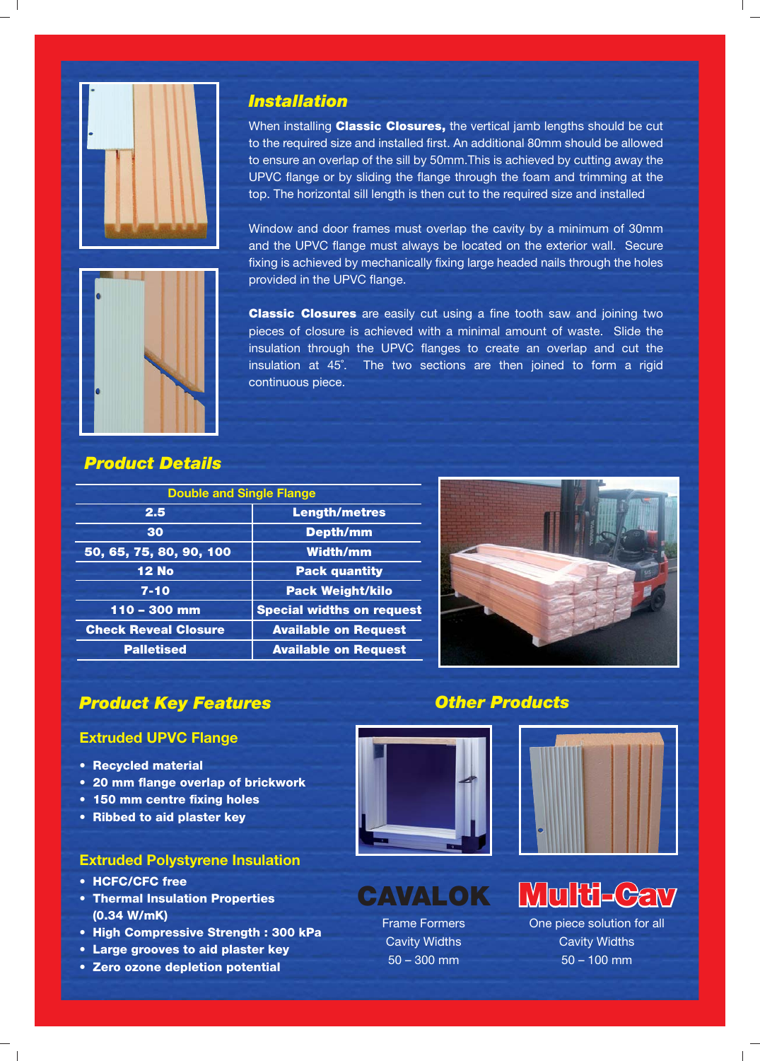## Installation

When installing **Classic Closures,** the vertical jamb lengths should be cut to the required size and installed first. An additional 80mm should be allowed to ensure an overlap of the sill by 50mm.This is achieved by cutting away the UPVC flange or by sliding the flange through the foam and trimming at the top. The horizontal sill length is then cut to the required size and installed

Window and door frames must overlap the cavity by a minimum of 30mm and the UPVC flange must always be located on the exterior wall. Secure fixing is achieved by mechanically fixing large headed nails through the holes provided in the UPVC flange.

**Classic Closures** are easily cut using a fine tooth saw and joining two pieces of closure is achieved with a minimal amount of waste. Slide the insulation through the UPVC flanges to create an overlap and cut the insulation at 45˚. The two sections are then joined to form a rigid continuous piece.

## Product Details

| Double and Single Flange | |
|---|---|
| 2.5 | Length/metres |
| 30 | Depth/mm |
| 50, 65, 75, 80, 90, 100 | Width/mm |
| 12 No | Pack quantity |
| 7-10 | Pack Weight/kilo |
| 110 – 300 mm | Special widths on request |
| Check Reveal Closure | Available on Request |
| Palletised | Available on Request |

## Product Key Features

### Extruded UPVC Flange

- **Recycled material**
- **20 mm flange overlap of brickwork**
- **150 mm centre fixing holes**
- **Ribbed to aid plaster key**

### Extruded Polystyrene Insulation

- **HCFC/CFC free**
- **Thermal Insulation Properties (0.34 W/mK)**
- **High Compressive Strength : 300 kPa**
- **Large grooves to aid plaster key**
- **Zero ozone depletion potential**

## Other Products

**CAVALOK**

Frame Formers
Cavity Widths
50 – 300 mm

**Multi-Cav**

One piece solution for all
Cavity Widths
50 – 100 mm